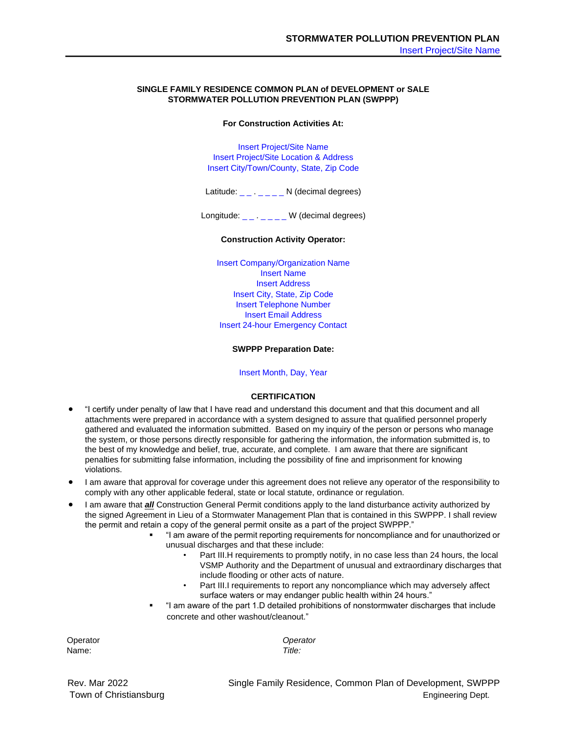## SINGLE FAMILY RESIDENCE COMMON PLAN of DEVELOPMENT or SALE STORMWATER POLLUTION PREVENTION PLAN (SWPPP)

**For Construction Activities At:**

Insert Project/Site Name
Insert Project/Site Location & Address
Insert City/Town/County, State, Zip Code

Latitude: _ _ . _ _ _ _ N (decimal degrees)

Longitude: _ _ . _ _ _ _ W (decimal degrees)

**Construction Activity Operator:**

Insert Company/Organization Name
Insert Name
Insert Address
Insert City, State, Zip Code
Insert Telephone Number
Insert Email Address
Insert 24-hour Emergency Contact

**SWPPP Preparation Date:**

Insert Month, Day, Year

**CERTIFICATION**

- "I certify under penalty of law that I have read and understand this document and that this document and all attachments were prepared in accordance with a system designed to assure that qualified personnel properly gathered and evaluated the information submitted. Based on my inquiry of the person or persons who manage the system, or those persons directly responsible for gathering the information, the information submitted is, to the best of my knowledge and belief, true, accurate, and complete. I am aware that there are significant penalties for submitting false information, including the possibility of fine and imprisonment for knowing violations.
- I am aware that approval for coverage under this agreement does not relieve any operator of the responsibility to comply with any other applicable federal, state or local statute, ordinance or regulation.
- I am aware that ***all*** Construction General Permit conditions apply to the land disturbance activity authorized by the signed Agreement in Lieu of a Stormwater Management Plan that is contained in this SWPPP. I shall review the permit and retain a copy of the general permit onsite as a part of the project SWPPP."
  - "I am aware of the permit reporting requirements for noncompliance and for unauthorized or unusual discharges and that these include:
    - Part III.H requirements to promptly notify, in no case less than 24 hours, the local VSMP Authority and the Department of unusual and extraordinary discharges that include flooding or other acts of nature.
    - Part III.I requirements to report any noncompliance which may adversely affect surface waters or may endanger public health within 24 hours."
  - "I am aware of the part 1.D detailed prohibitions of nonstormwater discharges that include concrete and other washout/cleanout."

Operator Name:

*Operator Title:*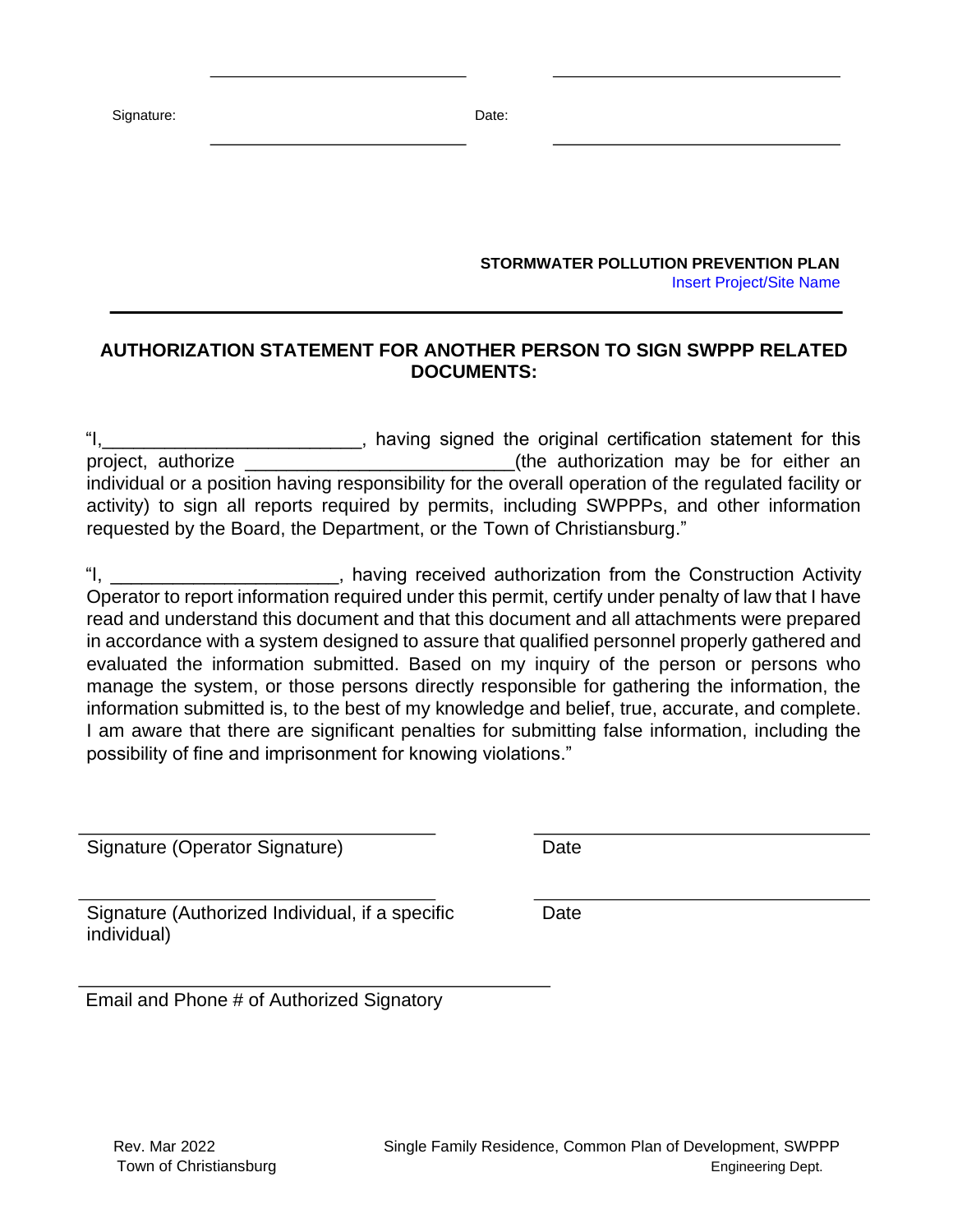Signature: ______________________ Date: ______________________

**STORMWATER POLLUTION PREVENTION PLAN**
Insert Project/Site Name

---

## AUTHORIZATION STATEMENT FOR ANOTHER PERSON TO SIGN SWPPP RELATED DOCUMENTS:

"I,_________________________, having signed the original certification statement for this project, authorize _________________________(the authorization may be for either an individual or a position having responsibility for the overall operation of the regulated facility or activity) to sign all reports required by permits, including SWPPPs, and other information requested by the Board, the Department, or the Town of Christiansburg."

"I, ______________________, having received authorization from the Construction Activity Operator to report information required under this permit, certify under penalty of law that I have read and understand this document and that this document and all attachments were prepared in accordance with a system designed to assure that qualified personnel properly gathered and evaluated the information submitted. Based on my inquiry of the person or persons who manage the system, or those persons directly responsible for gathering the information, the information submitted is, to the best of my knowledge and belief, true, accurate, and complete. I am aware that there are significant penalties for submitting false information, including the possibility of fine and imprisonment for knowing violations."

______________________________ ______________________________
Signature (Operator Signature) Date

______________________________ ______________________________
Signature (Authorized Individual, if a specific individual) Date

______________________________
Email and Phone # of Authorized Signatory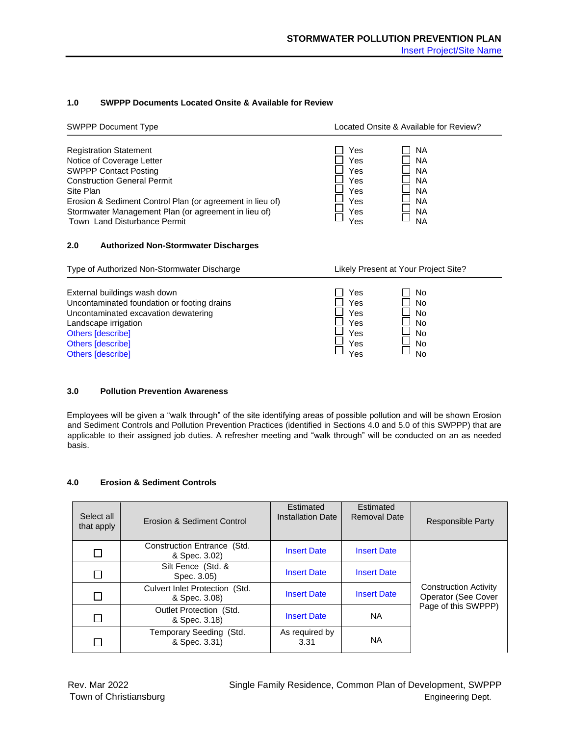## 1.0 SWPPP Documents Located Onsite & Available for Review

| SWPPP Document Type | Located Onsite & Available for Review? | |
|---|---|---|
| Registration Statement | ☐ Yes | ☐ NA |
| Notice of Coverage Letter | ☐ Yes | ☐ NA |
| SWPPP Contact Posting | ☐ Yes | ☐ NA |
| Construction General Permit | ☐ Yes | ☐ NA |
| Site Plan | ☐ Yes | ☐ NA |
| Erosion & Sediment Control Plan (or agreement in lieu of) | ☐ Yes | ☐ NA |
| Stormwater Management Plan (or agreement in lieu of) | ☐ Yes | ☐ NA |
| Town Land Disturbance Permit | ☐ Yes | ☐ NA |

## 2.0 Authorized Non-Stormwater Discharges

| Type of Authorized Non-Stormwater Discharge | Likely Present at Your Project Site? | |
|---|---|---|
| External buildings wash down | ☐ Yes | ☐ No |
| Uncontaminated foundation or footing drains | ☐ Yes | ☐ No |
| Uncontaminated excavation dewatering | ☐ Yes | ☐ No |
| Landscape irrigation | ☐ Yes | ☐ No |
| Others [describe] | ☐ Yes | ☐ No |
| Others [describe] | ☐ Yes | ☐ No |
| Others [describe] | ☐ Yes | ☐ No |

## 3.0 Pollution Prevention Awareness

Employees will be given a "walk through" of the site identifying areas of possible pollution and will be shown Erosion and Sediment Controls and Pollution Prevention Practices (identified in Sections 4.0 and 5.0 of this SWPPP) that are applicable to their assigned job duties. A refresher meeting and "walk through" will be conducted on an as needed basis.

## 4.0 Erosion & Sediment Controls

| Select all that apply | Erosion & Sediment Control | Estimated Installation Date | Estimated Removal Date | Responsible Party |
|---|---|---|---|---|
| ☐ | Construction Entrance (Std. & Spec. 3.02) | Insert Date | Insert Date | Construction Activity Operator (See Cover Page of this SWPPP) |
| ☐ | Silt Fence (Std. & Spec. 3.05) | Insert Date | Insert Date | |
| ☐ | Culvert Inlet Protection (Std. & Spec. 3.08) | Insert Date | Insert Date | |
| ☐ | Outlet Protection (Std. & Spec. 3.18) | Insert Date | NA | |
| ☐ | Temporary Seeding (Std. & Spec. 3.31) | As required by 3.31 | NA | |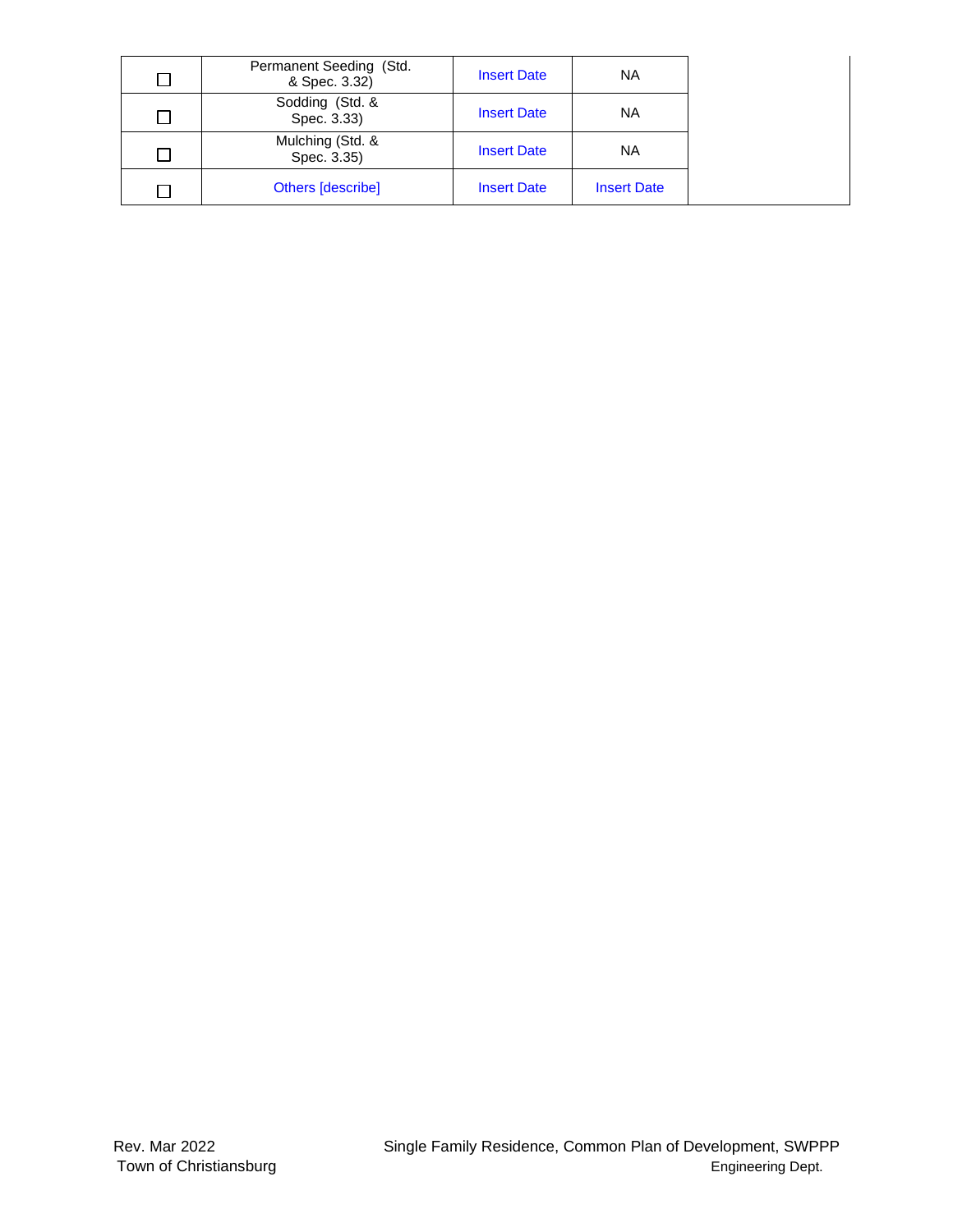| | | | | |
|---|---|---|---|---|
| ☐ | Permanent Seeding (Std. & Spec. 3.32) | Insert Date | NA | |
| ☐ | Sodding (Std. & Spec. 3.33) | Insert Date | NA | |
| ☐ | Mulching (Std. & Spec. 3.35) | Insert Date | NA | |
| ☐ | Others [describe] | Insert Date | Insert Date | |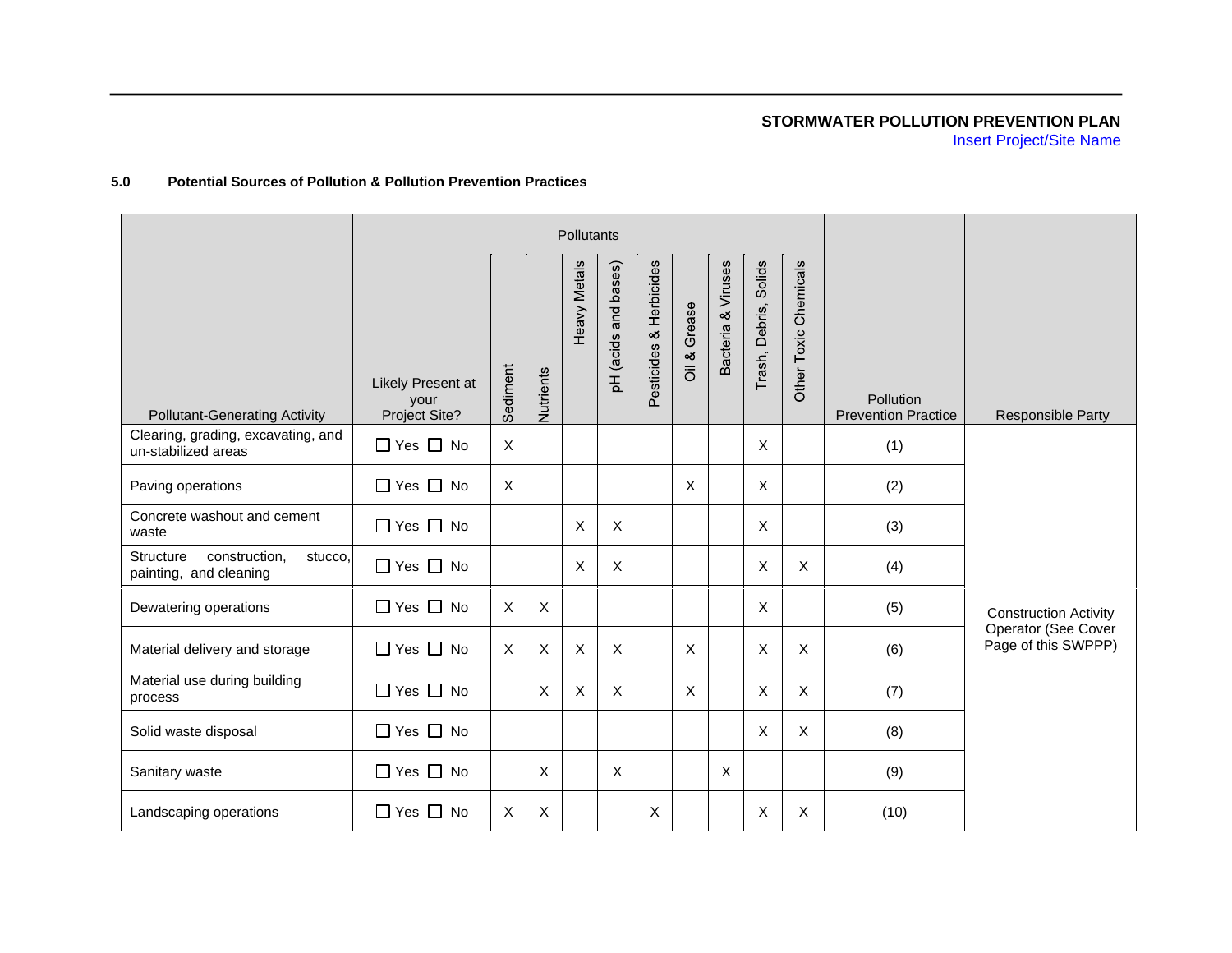**STORMWATER POLLUTION PREVENTION PLAN**
Insert Project/Site Name

## 5.0 Potential Sources of Pollution & Pollution Prevention Practices

| Pollutant-Generating Activity | Likely Present at your Project Site? | Pollutants | | | | | | | | | Pollution Prevention Practice | Responsible Party |
|---|---|---|---|---|---|---|---|---|---|---|---|---|
| | | Sediment | Nutrients | Heavy Metals | pH (acids and bases) | Pesticides & Herbicides | Oil & Grease | Bacteria & Viruses | Trash, Debris, Solids | Other Toxic Chemicals | | |
| Clearing, grading, excavating, and un-stabilized areas | ☐ Yes ☐ No | X | | | | | | | X | | (1) | Construction Activity Operator (See Cover Page of this SWPPP) |
| Paving operations | ☐ Yes ☐ No | X | | | | | X | | X | | (2) | |
| Concrete washout and cement waste | ☐ Yes ☐ No | | | X | X | | | | X | | (3) | |
| Structure construction, stucco, painting, and cleaning | ☐ Yes ☐ No | | | X | X | | | | X | X | (4) | |
| Dewatering operations | ☐ Yes ☐ No | X | X | | | | | | X | | (5) | |
| Material delivery and storage | ☐ Yes ☐ No | X | X | X | X | | X | | X | X | (6) | |
| Material use during building process | ☐ Yes ☐ No | | X | X | X | | X | | X | X | (7) | |
| Solid waste disposal | ☐ Yes ☐ No | | | | | | | | X | X | (8) | |
| Sanitary waste | ☐ Yes ☐ No | | X | | X | | | X | | | (9) | |
| Landscaping operations | ☐ Yes ☐ No | X | X | | | X | | | X | X | (10) | |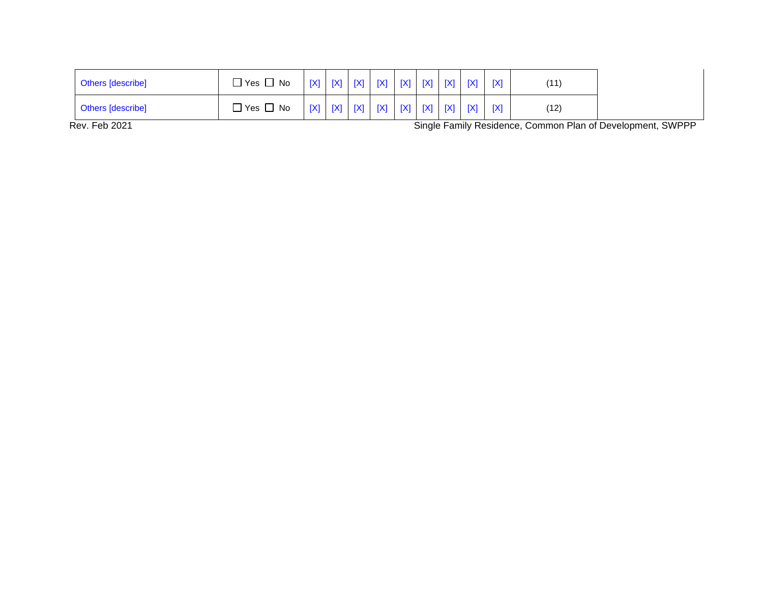| | | | | | | | | | | | | |
|---|---|---|---|---|---|---|---|---|---|---|---|---|
| Others [describe] | ☐ Yes ☐ No | [X] | [X] | [X] | [X] | [X] | [X] | [X] | [X] | [X] | (11) | |
| Others [describe] | ☐ Yes ☐ No | [X] | [X] | [X] | [X] | [X] | [X] | [X] | [X] | [X] | (12) | |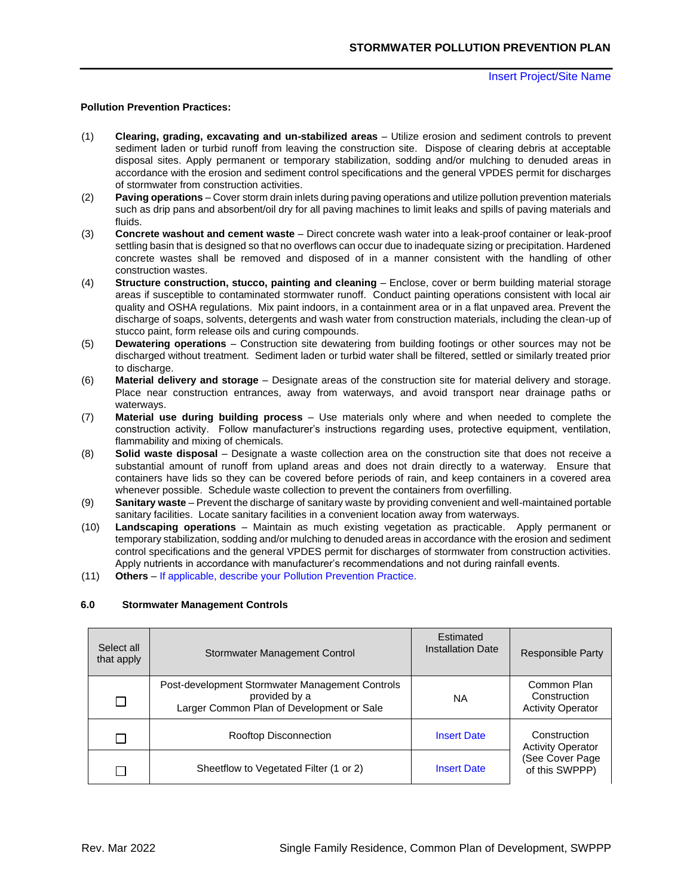Insert Project/Site Name

**Pollution Prevention Practices:**

(1) **Clearing, grading, excavating and un-stabilized areas** – Utilize erosion and sediment controls to prevent sediment laden or turbid runoff from leaving the construction site. Dispose of clearing debris at acceptable disposal sites. Apply permanent or temporary stabilization, sodding and/or mulching to denuded areas in accordance with the erosion and sediment control specifications and the general VPDES permit for discharges of stormwater from construction activities.

(2) **Paving operations** – Cover storm drain inlets during paving operations and utilize pollution prevention materials such as drip pans and absorbent/oil dry for all paving machines to limit leaks and spills of paving materials and fluids.

(3) **Concrete washout and cement waste** – Direct concrete wash water into a leak-proof container or leak-proof settling basin that is designed so that no overflows can occur due to inadequate sizing or precipitation. Hardened concrete wastes shall be removed and disposed of in a manner consistent with the handling of other construction wastes.

(4) **Structure construction, stucco, painting and cleaning** – Enclose, cover or berm building material storage areas if susceptible to contaminated stormwater runoff. Conduct painting operations consistent with local air quality and OSHA regulations. Mix paint indoors, in a containment area or in a flat unpaved area. Prevent the discharge of soaps, solvents, detergents and wash water from construction materials, including the clean-up of stucco paint, form release oils and curing compounds.

(5) **Dewatering operations** – Construction site dewatering from building footings or other sources may not be discharged without treatment. Sediment laden or turbid water shall be filtered, settled or similarly treated prior to discharge.

(6) **Material delivery and storage** – Designate areas of the construction site for material delivery and storage. Place near construction entrances, away from waterways, and avoid transport near drainage paths or waterways.

(7) **Material use during building process** – Use materials only where and when needed to complete the construction activity. Follow manufacturer's instructions regarding uses, protective equipment, ventilation, flammability and mixing of chemicals.

(8) **Solid waste disposal** – Designate a waste collection area on the construction site that does not receive a substantial amount of runoff from upland areas and does not drain directly to a waterway. Ensure that containers have lids so they can be covered before periods of rain, and keep containers in a covered area whenever possible. Schedule waste collection to prevent the containers from overfilling.

(9) **Sanitary waste** – Prevent the discharge of sanitary waste by providing convenient and well-maintained portable sanitary facilities. Locate sanitary facilities in a convenient location away from waterways.

(10) **Landscaping operations** – Maintain as much existing vegetation as practicable. Apply permanent or temporary stabilization, sodding and/or mulching to denuded areas in accordance with the erosion and sediment control specifications and the general VPDES permit for discharges of stormwater from construction activities. Apply nutrients in accordance with manufacturer's recommendations and not during rainfall events.

(11) **Others** – If applicable, describe your Pollution Prevention Practice.

## 6.0 Stormwater Management Controls

| Select all that apply | Stormwater Management Control | Estimated Installation Date | Responsible Party |
|---|---|---|---|
| ☐ | Post-development Stormwater Management Controls provided by a Larger Common Plan of Development or Sale | NA | Common Plan Construction Activity Operator |
| ☐ | Rooftop Disconnection | Insert Date | Construction Activity Operator (See Cover Page of this SWPPP) |
| ☐ | Sheetflow to Vegetated Filter (1 or 2) | Insert Date | |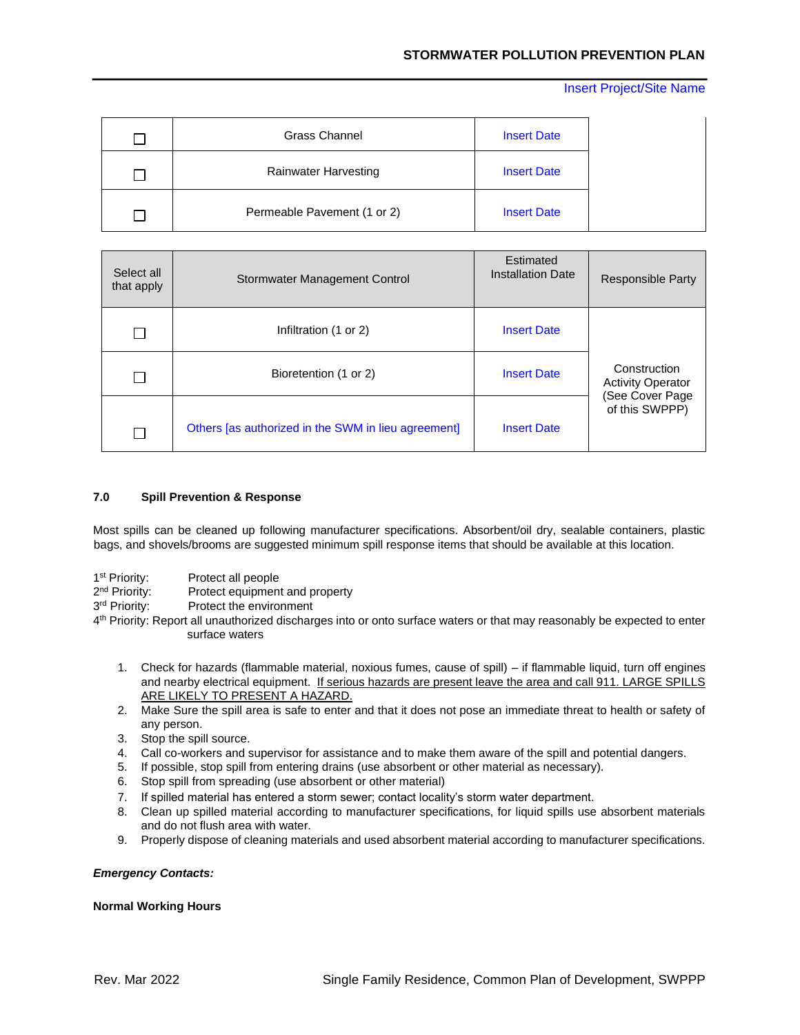| ☐ | Grass Channel | Insert Date | |
|---|---|---|---|
| ☐ | Rainwater Harvesting | Insert Date | |
| ☐ | Permeable Pavement (1 or 2) | Insert Date | |

| Select all that apply | Stormwater Management Control | Estimated Installation Date | Responsible Party |
|---|---|---|---|
| ☐ | Infiltration (1 or 2) | Insert Date | Construction Activity Operator (See Cover Page of this SWPPP) |
| ☐ | Bioretention (1 or 2) | Insert Date | |
| ☐ | Others [as authorized in the SWM in lieu agreement] | Insert Date | |

## 7.0 Spill Prevention & Response

Most spills can be cleaned up following manufacturer specifications. Absorbent/oil dry, sealable containers, plastic bags, and shovels/brooms are suggested minimum spill response items that should be available at this location.

1st Priority: Protect all people
2nd Priority: Protect equipment and property
3rd Priority: Protect the environment
4th Priority: Report all unauthorized discharges into or onto surface waters or that may reasonably be expected to enter surface waters

1. Check for hazards (flammable material, noxious fumes, cause of spill) – if flammable liquid, turn off engines and nearby electrical equipment. <u>If serious hazards are present leave the area and call 911. LARGE SPILLS ARE LIKELY TO PRESENT A HAZARD.</u>
2. Make Sure the spill area is safe to enter and that it does not pose an immediate threat to health or safety of any person.
3. Stop the spill source.
4. Call co-workers and supervisor for assistance and to make them aware of the spill and potential dangers.
5. If possible, stop spill from entering drains (use absorbent or other material as necessary).
6. Stop spill from spreading (use absorbent or other material)
7. If spilled material has entered a storm sewer; contact locality's storm water department.
8. Clean up spilled material according to manufacturer specifications, for liquid spills use absorbent materials and do not flush area with water.
9. Properly dispose of cleaning materials and used absorbent material according to manufacturer specifications.

***Emergency Contacts:***

**Normal Working Hours**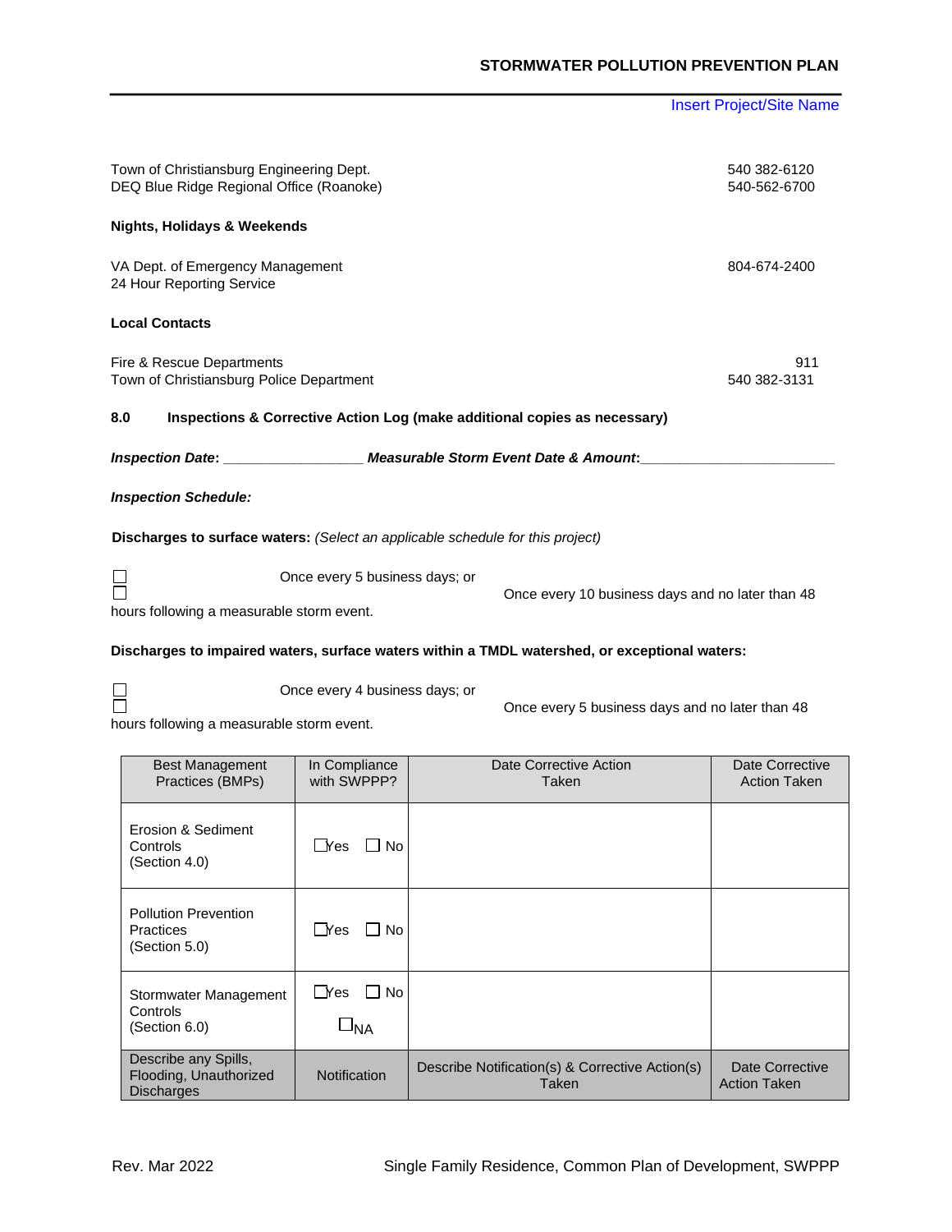Insert Project/Site Name

| | |
|---|---|
| Town of Christiansburg Engineering Dept. | 540 382-6120 |
| DEQ Blue Ridge Regional Office (Roanoke) | 540-562-6700 |

**Nights, Holidays & Weekends**

| | |
|---|---|
| VA Dept. of Emergency Management<br>24 Hour Reporting Service | 804-674-2400 |

**Local Contacts**

| | |
|---|---|
| Fire & Rescue Departments | 911 |
| Town of Christiansburg Police Department | 540 382-3131 |

## 8.0 Inspections & Corrective Action Log (make additional copies as necessary)

***Inspection Date*: _________________ *Measurable Storm Event Date & Amount*:________________________**

***Inspection Schedule:***

**Discharges to surface waters:** *(Select an applicable schedule for this project)*

☐ Once every 5 business days; or
☐ Once every 10 business days and no later than 48 hours following a measurable storm event.

**Discharges to impaired waters, surface waters within a TMDL watershed, or exceptional waters:**

☐ Once every 4 business days; or
☐ Once every 5 business days and no later than 48 hours following a measurable storm event.

| Best Management Practices (BMPs) | In Compliance with SWPPP? | Date Corrective Action Taken | Date Corrective Action Taken |
|---|---|---|---|
| Erosion & Sediment Controls (Section 4.0) | ☐Yes ☐ No | | |
| Pollution Prevention Practices (Section 5.0) | ☐Yes ☐ No | | |
| Stormwater Management Controls (Section 6.0) | ☐Yes ☐ No ☐NA | | |
| Describe any Spills, Flooding, Unauthorized Discharges | Notification | Describe Notification(s) & Corrective Action(s) Taken | Date Corrective Action Taken |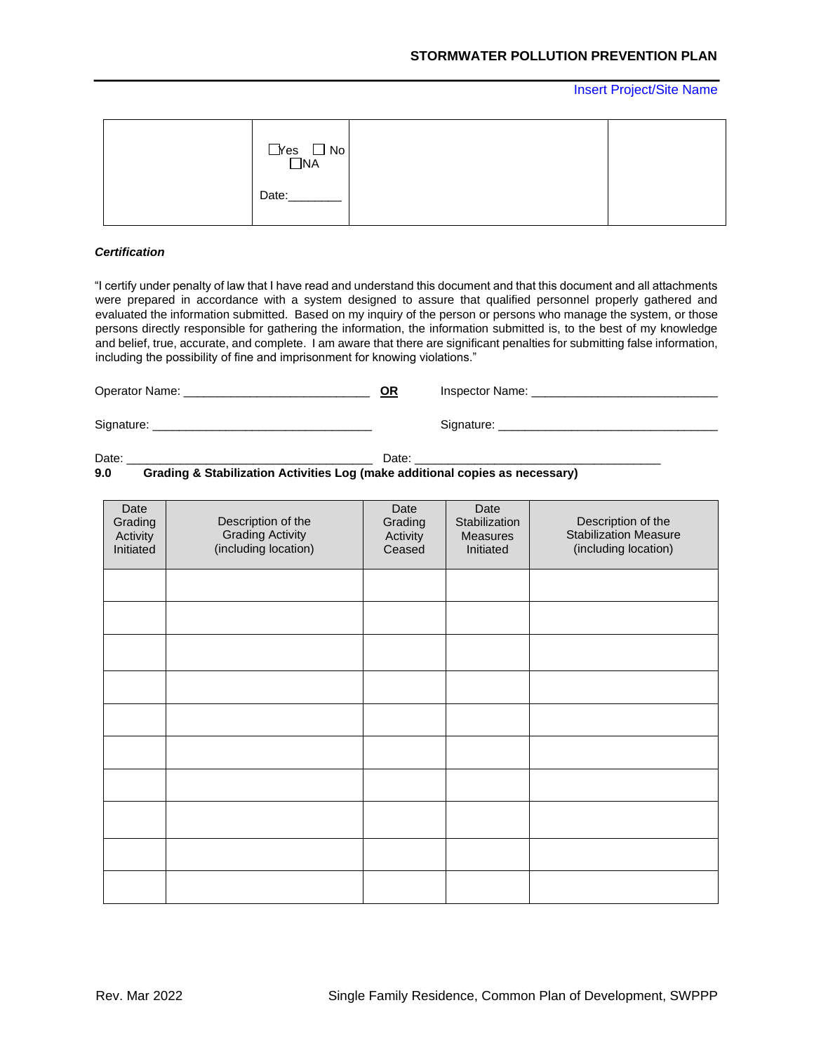| | ☐Yes ☐ No ☐NA<br><br>Date:________ | | |
|---|---|---|---|

***Certification***

"I certify under penalty of law that I have read and understand this document and that this document and all attachments were prepared in accordance with a system designed to assure that qualified personnel properly gathered and evaluated the information submitted. Based on my inquiry of the person or persons who manage the system, or those persons directly responsible for gathering the information, the information submitted is, to the best of my knowledge and belief, true, accurate, and complete. I am aware that there are significant penalties for submitting false information, including the possibility of fine and imprisonment for knowing violations."

Operator Name: ____________________________ **OR** Inspector Name: ____________________________

Signature: _________________________________ Signature: _________________________________

Date: ____________________________________ Date: ____________________________________

**9.0 Grading & Stabilization Activities Log (make additional copies as necessary)**

| Date Grading Activity Initiated | Description of the Grading Activity (including location) | Date Grading Activity Ceased | Date Stabilization Measures Initiated | Description of the Stabilization Measure (including location) |
|---|---|---|---|---|
| | | | | |
| | | | | |
| | | | | |
| | | | | |
| | | | | |
| | | | | |
| | | | | |
| | | | | |
| | | | | |
| | | | | |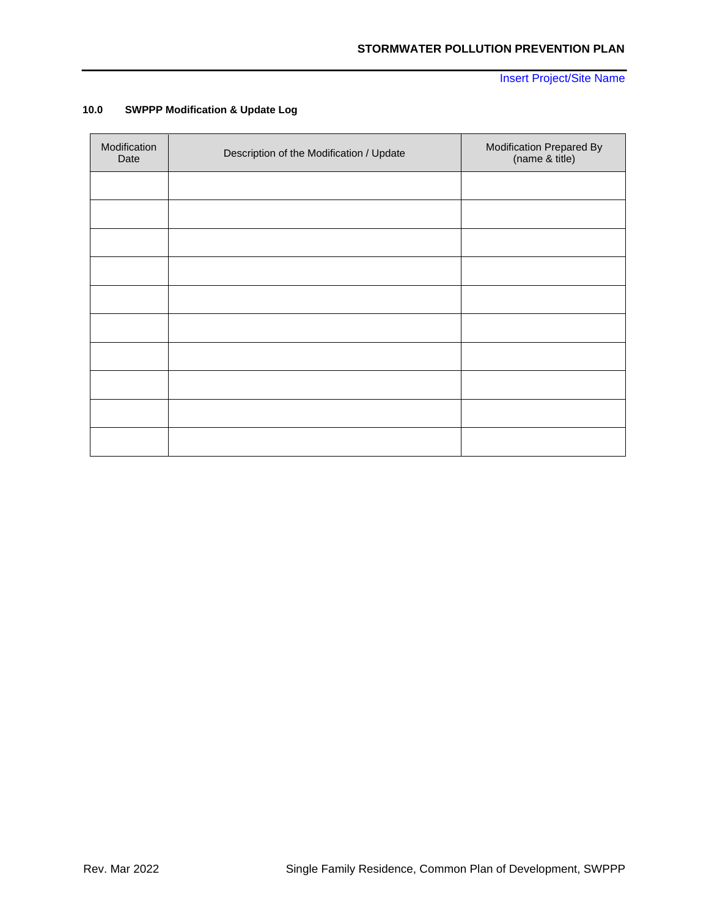## 10.0 SWPPP Modification & Update Log

| Modification Date | Description of the Modification / Update | Modification Prepared By (name & title) |
|---|---|---|
| | | |
| | | |
| | | |
| | | |
| | | |
| | | |
| | | |
| | | |
| | | |
| | | |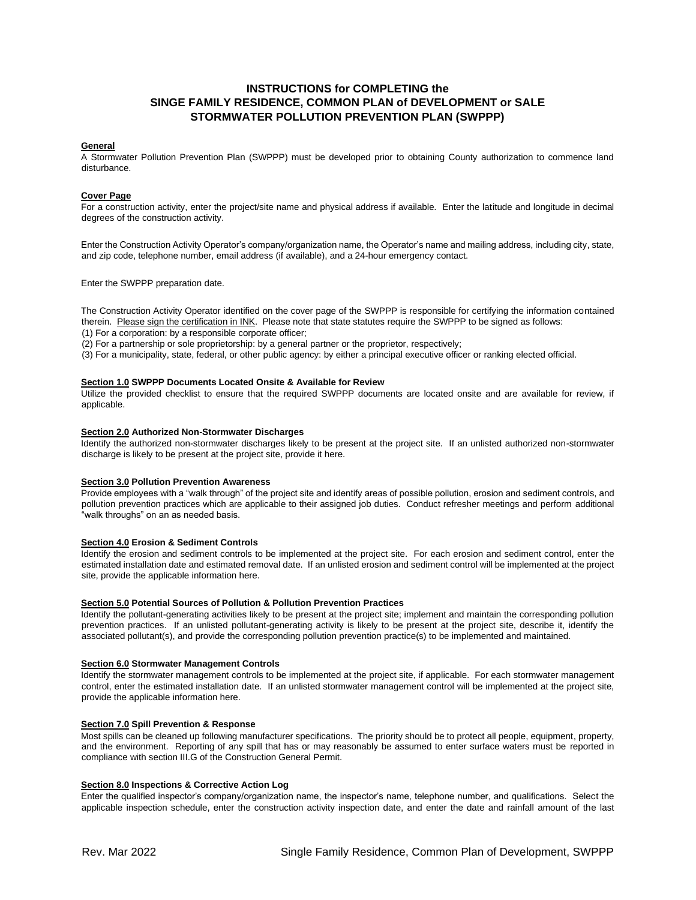# INSTRUCTIONS for COMPLETING the SINGE FAMILY RESIDENCE, COMMON PLAN of DEVELOPMENT or SALE STORMWATER POLLUTION PREVENTION PLAN (SWPPP)

**General**

A Stormwater Pollution Prevention Plan (SWPPP) must be developed prior to obtaining County authorization to commence land disturbance.

**Cover Page**

For a construction activity, enter the project/site name and physical address if available. Enter the latitude and longitude in decimal degrees of the construction activity.

Enter the Construction Activity Operator's company/organization name, the Operator's name and mailing address, including city, state, and zip code, telephone number, email address (if available), and a 24-hour emergency contact.

Enter the SWPPP preparation date.

The Construction Activity Operator identified on the cover page of the SWPPP is responsible for certifying the information contained therein. Please sign the certification in INK. Please note that state statutes require the SWPPP to be signed as follows:

(1) For a corporation: by a responsible corporate officer;

(2) For a partnership or sole proprietorship: by a general partner or the proprietor, respectively;

(3) For a municipality, state, federal, or other public agency: by either a principal executive officer or ranking elected official.

**Section 1.0 SWPPP Documents Located Onsite & Available for Review**

Utilize the provided checklist to ensure that the required SWPPP documents are located onsite and are available for review, if applicable.

**Section 2.0 Authorized Non-Stormwater Discharges**

Identify the authorized non-stormwater discharges likely to be present at the project site. If an unlisted authorized non-stormwater discharge is likely to be present at the project site, provide it here.

**Section 3.0 Pollution Prevention Awareness**

Provide employees with a "walk through" of the project site and identify areas of possible pollution, erosion and sediment controls, and pollution prevention practices which are applicable to their assigned job duties. Conduct refresher meetings and perform additional "walk throughs" on an as needed basis.

**Section 4.0 Erosion & Sediment Controls**

Identify the erosion and sediment controls to be implemented at the project site. For each erosion and sediment control, enter the estimated installation date and estimated removal date. If an unlisted erosion and sediment control will be implemented at the project site, provide the applicable information here.

**Section 5.0 Potential Sources of Pollution & Pollution Prevention Practices**

Identify the pollutant-generating activities likely to be present at the project site; implement and maintain the corresponding pollution prevention practices. If an unlisted pollutant-generating activity is likely to be present at the project site, describe it, identify the associated pollutant(s), and provide the corresponding pollution prevention practice(s) to be implemented and maintained.

**Section 6.0 Stormwater Management Controls**

Identify the stormwater management controls to be implemented at the project site, if applicable. For each stormwater management control, enter the estimated installation date. If an unlisted stormwater management control will be implemented at the project site, provide the applicable information here.

**Section 7.0 Spill Prevention & Response**

Most spills can be cleaned up following manufacturer specifications. The priority should be to protect all people, equipment, property, and the environment. Reporting of any spill that has or may reasonably be assumed to enter surface waters must be reported in compliance with section III.G of the Construction General Permit.

**Section 8.0 Inspections & Corrective Action Log**

Enter the qualified inspector's company/organization name, the inspector's name, telephone number, and qualifications. Select the applicable inspection schedule, enter the construction activity inspection date, and enter the date and rainfall amount of the last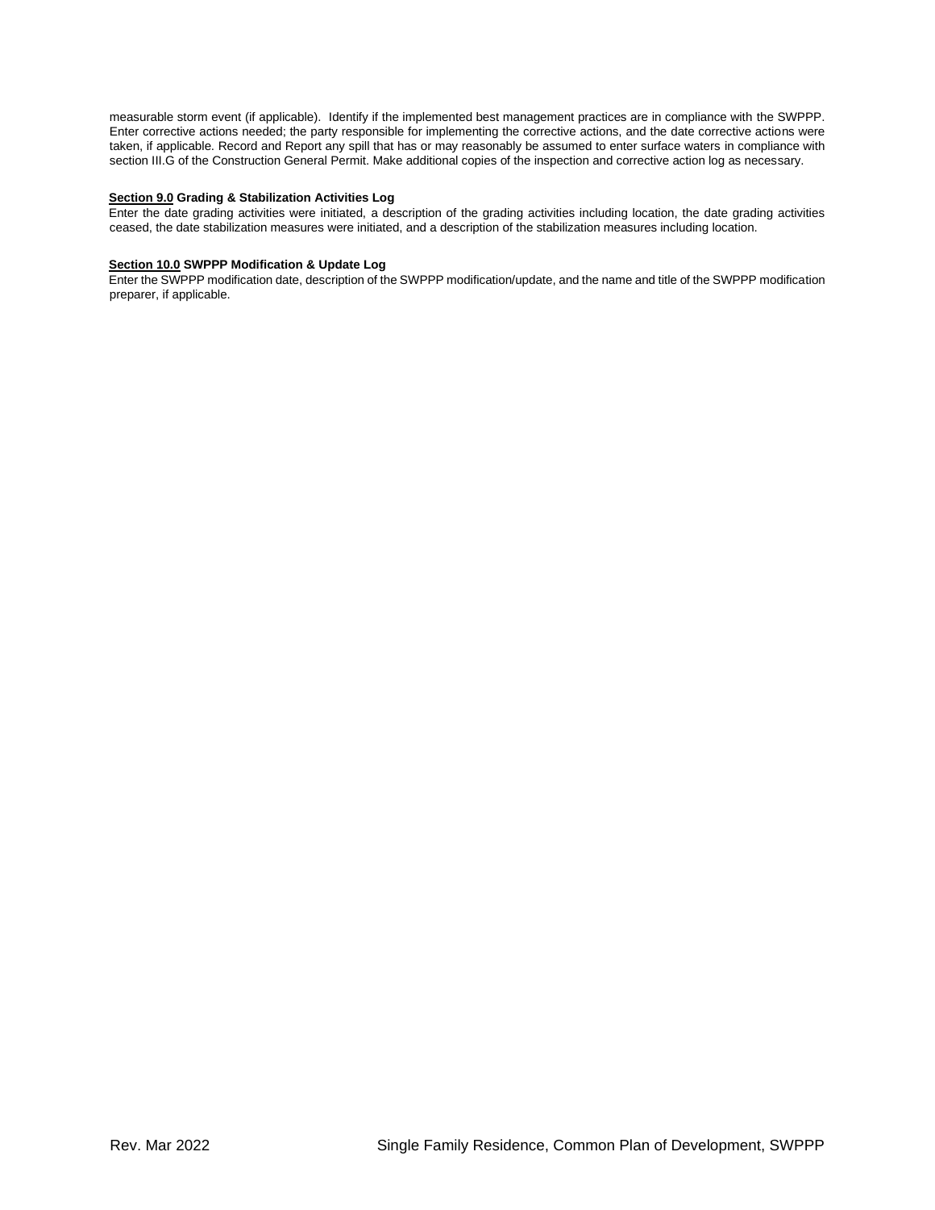measurable storm event (if applicable). Identify if the implemented best management practices are in compliance with the SWPPP. Enter corrective actions needed; the party responsible for implementing the corrective actions, and the date corrective actions were taken, if applicable. Record and Report any spill that has or may reasonably be assumed to enter surface waters in compliance with section III.G of the Construction General Permit. Make additional copies of the inspection and corrective action log as necessary.

**Section 9.0 Grading & Stabilization Activities Log**

Enter the date grading activities were initiated, a description of the grading activities including location, the date grading activities ceased, the date stabilization measures were initiated, and a description of the stabilization measures including location.

**Section 10.0 SWPPP Modification & Update Log**

Enter the SWPPP modification date, description of the SWPPP modification/update, and the name and title of the SWPPP modification preparer, if applicable.